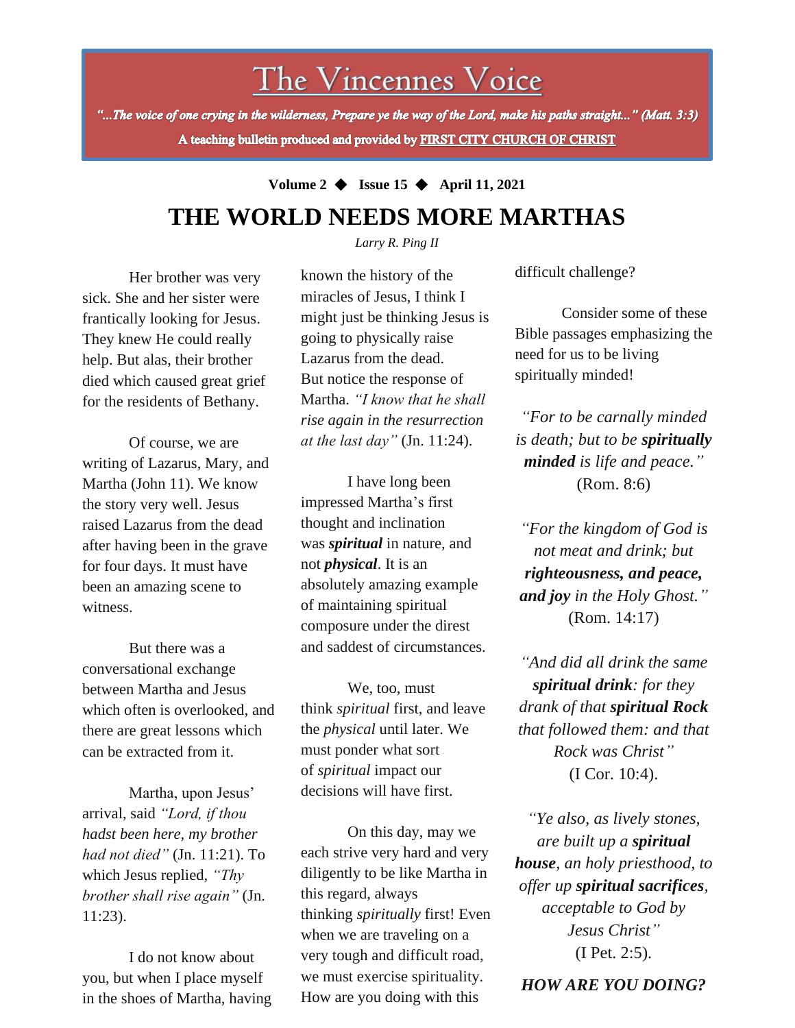# The Vincennes Voice

*"...The voice of one crying in the wilderness, Prepare ye the way of the Lord, make his paths straight..." (Matt. 3:3)*

**A teaching bulletin produced and provided by FIRST CITY CHURCH OF CHRIST**

**Volume 2 ◆ Issue 15 ◆ April 11, 2021**

# THE WORLD NEEDS MORE MARTHAS

*Larry R. Ping II*

Her brother was very sick. She and her sister were frantically looking for Jesus. They knew He could really help. But alas, their brother died which caused great grief for the residents of Bethany.

Of course, we are writing of Lazarus, Mary, and Martha (John 11). We know the story very well. Jesus raised Lazarus from the dead after having been in the grave for four days. It must have been an amazing scene to witness.

But there was a conversational exchange between Martha and Jesus which often is overlooked, and there are great lessons which can be extracted from it.

Martha, upon Jesus' arrival, said *"Lord, if thou hadst been here, my brother had not died"* (Jn. 11:21). To which Jesus replied, *"Thy brother shall rise again"* (Jn. 11:23).

I do not know about you, but when I place myself in the shoes of Martha, having known the history of the miracles of Jesus, I think I might just be thinking Jesus is going to physically raise Lazarus from the dead. But notice the response of Martha. *"I know that he shall rise again in the resurrection at the last day"* (Jn. 11:24).

I have long been impressed Martha's first thought and inclination was ***spiritual*** in nature, and not ***physical***. It is an absolutely amazing example of maintaining spiritual composure under the direst and saddest of circumstances.

We, too, must think *spiritual* first, and leave the *physical* until later. We must ponder what sort of *spiritual* impact our decisions will have first.

On this day, may we each strive very hard and very diligently to be like Martha in this regard, always thinking *spiritually* first! Even when we are traveling on a very tough and difficult road, we must exercise spirituality. How are you doing with this difficult challenge?

Consider some of these Bible passages emphasizing the need for us to be living spiritually minded!

*"For to be carnally minded is death; but to be* ***spiritually minded*** *is life and peace."* (Rom. 8:6)

*"For the kingdom of God is not meat and drink; but* ***righteousness, and peace, and joy*** *in the Holy Ghost."* (Rom. 14:17)

*"And did all drink the same* ***spiritual drink****: for they drank of that* ***spiritual Rock*** *that followed them: and that Rock was Christ"* (I Cor. 10:4).

*"Ye also, as lively stones, are built up a* ***spiritual house****, an holy priesthood, to offer up* ***spiritual sacrifices****, acceptable to God by Jesus Christ"* (I Pet. 2:5).

***HOW ARE YOU DOING?***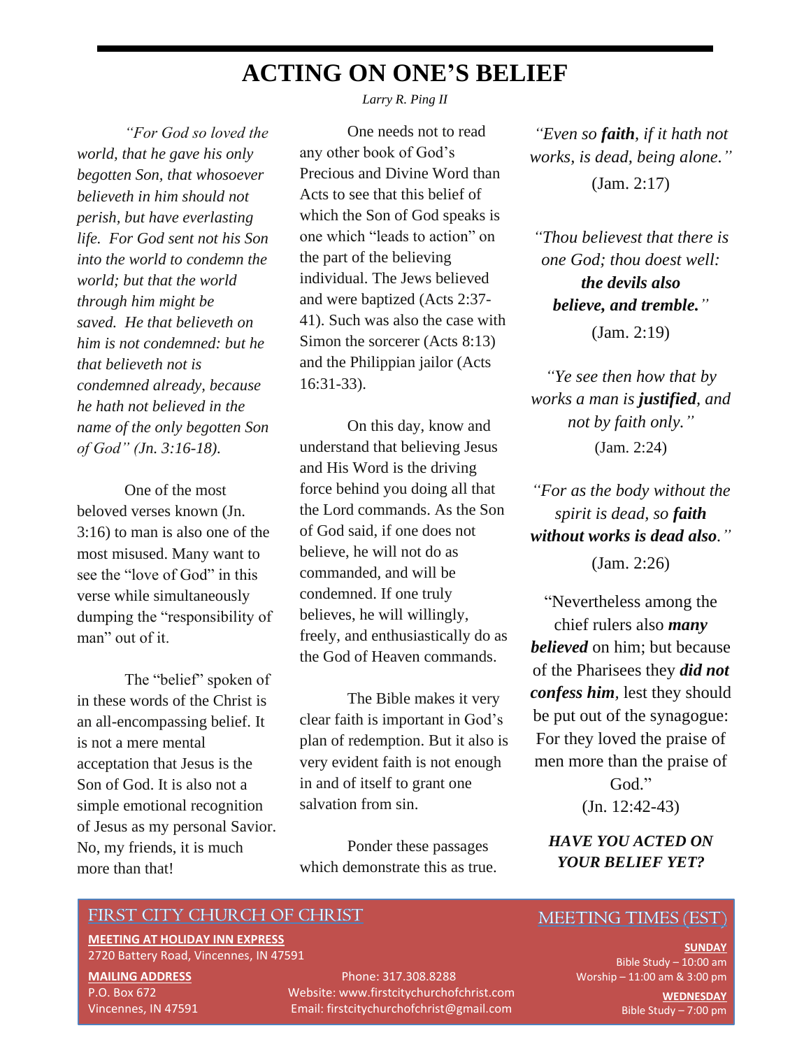# ACTING ON ONE'S BELIEF

*Larry R. Ping II*

*"For God so loved the world, that he gave his only begotten Son, that whosoever believeth in him should not perish, but have everlasting life. For God sent not his Son into the world to condemn the world; but that the world through him might be saved. He that believeth on him is not condemned: but he that believeth not is condemned already, because he hath not believed in the name of the only begotten Son of God" (Jn. 3:16-18).*

One of the most beloved verses known (Jn. 3:16) to man is also one of the most misused. Many want to see the "love of God" in this verse while simultaneously dumping the "responsibility of man" out of it.

The "belief" spoken of in these words of the Christ is an all-encompassing belief. It is not a mere mental acceptation that Jesus is the Son of God. It is also not a simple emotional recognition of Jesus as my personal Savior. No, my friends, it is much more than that!

One needs not to read any other book of God's Precious and Divine Word than Acts to see that this belief of which the Son of God speaks is one which "leads to action" on the part of the believing individual. The Jews believed and were baptized (Acts 2:37-41). Such was also the case with Simon the sorcerer (Acts 8:13) and the Philippian jailor (Acts 16:31-33).

On this day, know and understand that believing Jesus and His Word is the driving force behind you doing all that the Lord commands. As the Son of God said, if one does not believe, he will not do as commanded, and will be condemned. If one truly believes, he will willingly, freely, and enthusiastically do as the God of Heaven commands.

The Bible makes it very clear faith is important in God's plan of redemption. But it also is very evident faith is not enough in and of itself to grant one salvation from sin.

Ponder these passages which demonstrate this as true.

*"Even so **faith**, if it hath not works, is dead, being alone."*
(Jam. 2:17)

*"Thou believest that there is one God; thou doest well: **the devils also believe, and tremble.**"*
(Jam. 2:19)

*"Ye see then how that by works a man is **justified**, and not by faith only."*
(Jam. 2:24)

*"For as the body without the spirit is dead, so **faith without works is dead also**."*
(Jam. 2:26)

"Nevertheless among the chief rulers also ***many believed*** on him; but because of the Pharisees they ***did not confess him***, lest they should be put out of the synagogue: For they loved the praise of men more than the praise of God."
(Jn. 12:42-43)

***HAVE YOU ACTED ON YOUR BELIEF YET?***

---

FIRST CITY CHURCH OF CHRIST

**MEETING AT HOLIDAY INN EXPRESS**
2720 Battery Road, Vincennes, IN 47591

**MAILING ADDRESS**
P.O. Box 672
Vincennes, IN 47591

Phone: 317.308.8288
Website: www.firstcitychurchofchrist.com
Email: firstcitychurchofchrist@gmail.com

MEETING TIMES (EST)

**SUNDAY**
Bible Study – 10:00 am
Worship – 11:00 am & 3:00 pm

**WEDNESDAY**
Bible Study – 7:00 pm